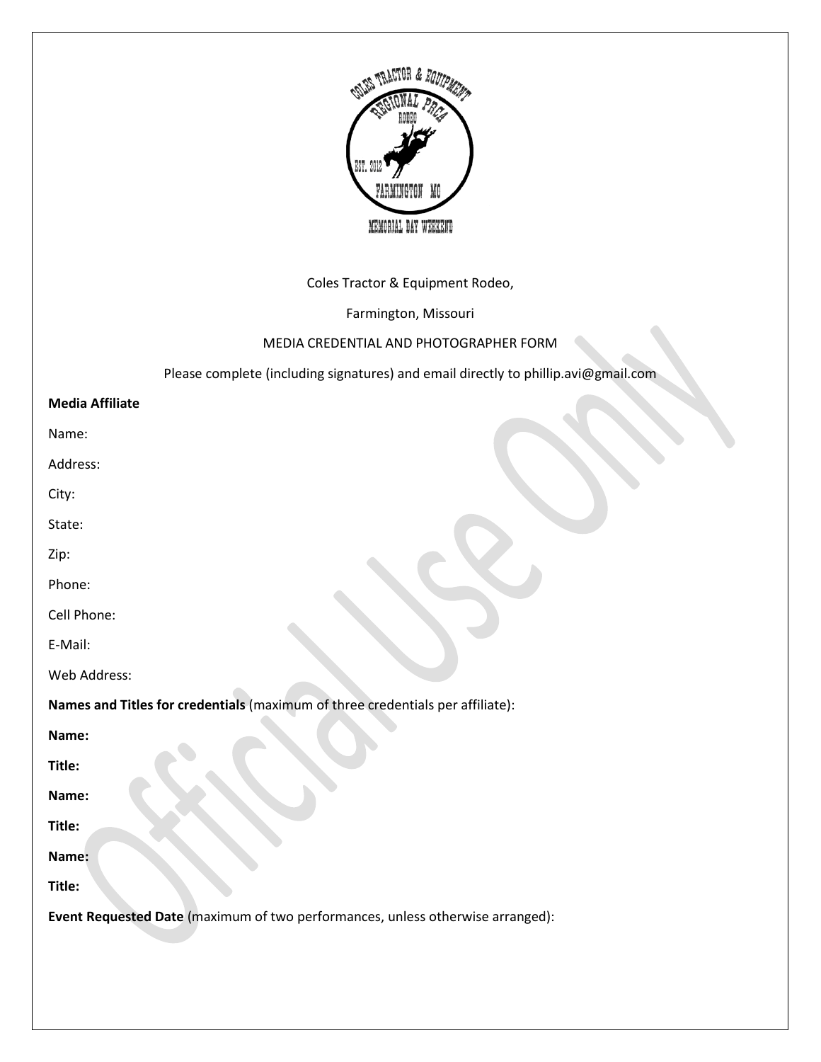Coles Tractor & Equipment Rodeo,

Farmington, Missouri

MEDIA CREDENTIAL AND PHOTOGRAPHER FORM

Please complete (including signatures) and email directly to phillip.avi@gmail.com

**Media Affiliate**

Name:

Address:

City:

State:

Zip:

Phone:

Cell Phone:

E-Mail:

Web Address:

**Names and Titles for credentials** (maximum of three credentials per affiliate):

**Name:**

**Title:**

**Name:**

**Title:**

**Name:**

**Title:**

**Event Requested Date** (maximum of two performances, unless otherwise arranged):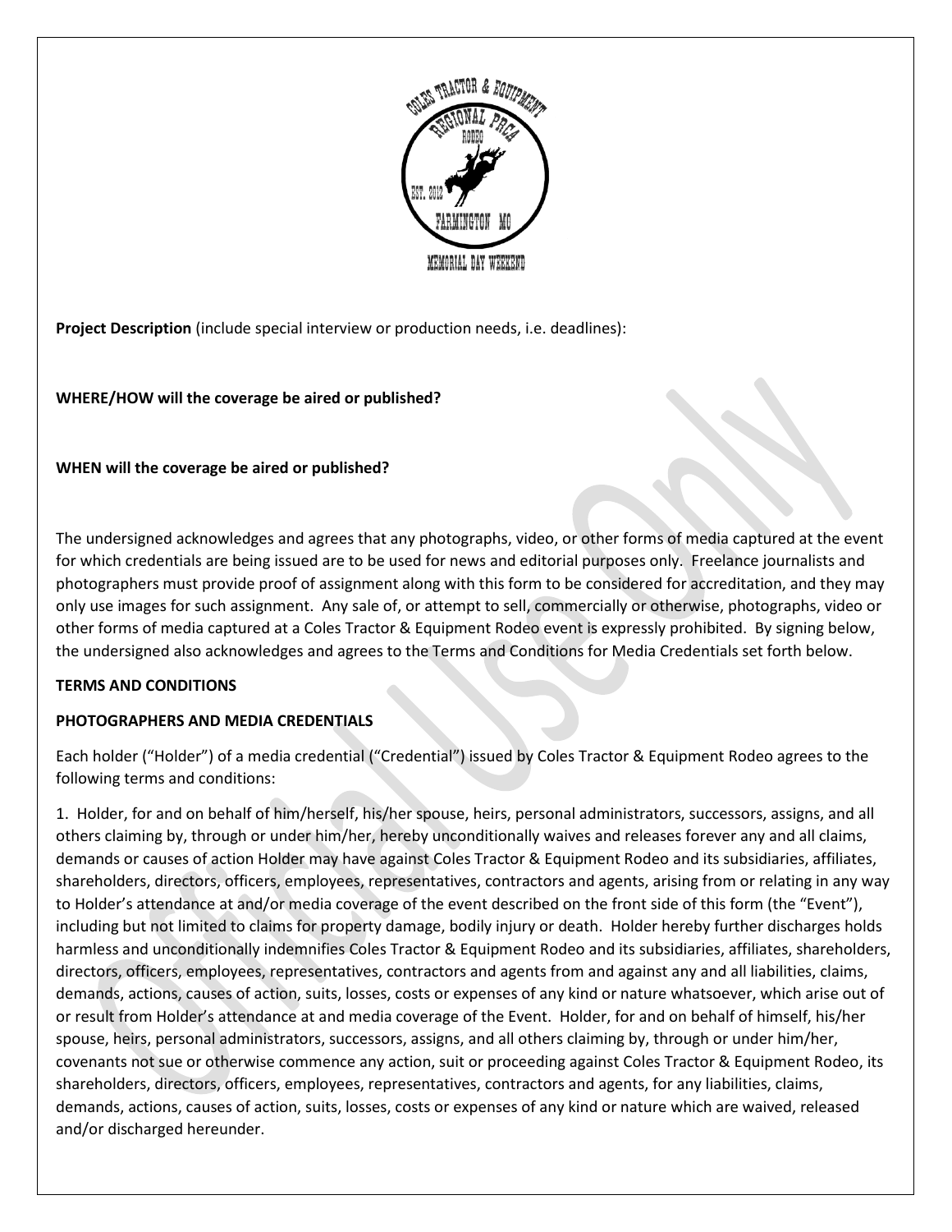**Project Description** (include special interview or production needs, i.e. deadlines):

**WHERE/HOW will the coverage be aired or published?**

**WHEN will the coverage be aired or published?**

The undersigned acknowledges and agrees that any photographs, video, or other forms of media captured at the event for which credentials are being issued are to be used for news and editorial purposes only. Freelance journalists and photographers must provide proof of assignment along with this form to be considered for accreditation, and they may only use images for such assignment. Any sale of, or attempt to sell, commercially or otherwise, photographs, video or other forms of media captured at a Coles Tractor & Equipment Rodeo event is expressly prohibited. By signing below, the undersigned also acknowledges and agrees to the Terms and Conditions for Media Credentials set forth below.

**TERMS AND CONDITIONS**

**PHOTOGRAPHERS AND MEDIA CREDENTIALS**

Each holder ("Holder") of a media credential ("Credential") issued by Coles Tractor & Equipment Rodeo agrees to the following terms and conditions:

1. Holder, for and on behalf of him/herself, his/her spouse, heirs, personal administrators, successors, assigns, and all others claiming by, through or under him/her, hereby unconditionally waives and releases forever any and all claims, demands or causes of action Holder may have against Coles Tractor & Equipment Rodeo and its subsidiaries, affiliates, shareholders, directors, officers, employees, representatives, contractors and agents, arising from or relating in any way to Holder's attendance at and/or media coverage of the event described on the front side of this form (the "Event"), including but not limited to claims for property damage, bodily injury or death. Holder hereby further discharges holds harmless and unconditionally indemnifies Coles Tractor & Equipment Rodeo and its subsidiaries, affiliates, shareholders, directors, officers, employees, representatives, contractors and agents from and against any and all liabilities, claims, demands, actions, causes of action, suits, losses, costs or expenses of any kind or nature whatsoever, which arise out of or result from Holder's attendance at and media coverage of the Event. Holder, for and on behalf of himself, his/her spouse, heirs, personal administrators, successors, assigns, and all others claiming by, through or under him/her, covenants not sue or otherwise commence any action, suit or proceeding against Coles Tractor & Equipment Rodeo, its shareholders, directors, officers, employees, representatives, contractors and agents, for any liabilities, claims, demands, actions, causes of action, suits, losses, costs or expenses of any kind or nature which are waived, released and/or discharged hereunder.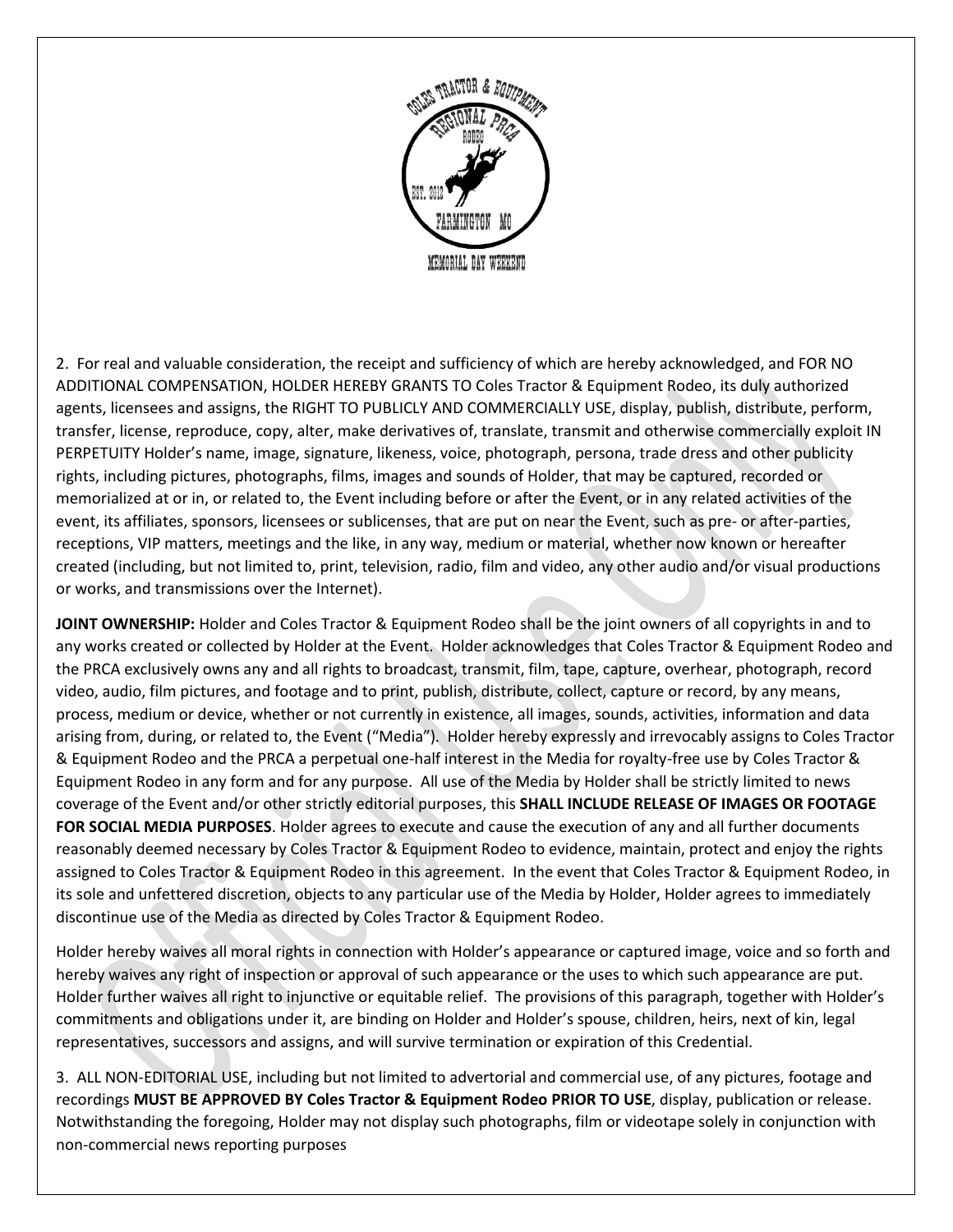2. For real and valuable consideration, the receipt and sufficiency of which are hereby acknowledged, and FOR NO ADDITIONAL COMPENSATION, HOLDER HEREBY GRANTS TO Coles Tractor & Equipment Rodeo, its duly authorized agents, licensees and assigns, the RIGHT TO PUBLICLY AND COMMERCIALLY USE, display, publish, distribute, perform, transfer, license, reproduce, copy, alter, make derivatives of, translate, transmit and otherwise commercially exploit IN PERPETUITY Holder's name, image, signature, likeness, voice, photograph, persona, trade dress and other publicity rights, including pictures, photographs, films, images and sounds of Holder, that may be captured, recorded or memorialized at or in, or related to, the Event including before or after the Event, or in any related activities of the event, its affiliates, sponsors, licensees or sublicenses, that are put on near the Event, such as pre- or after-parties, receptions, VIP matters, meetings and the like, in any way, medium or material, whether now known or hereafter created (including, but not limited to, print, television, radio, film and video, any other audio and/or visual productions or works, and transmissions over the Internet).

**JOINT OWNERSHIP:** Holder and Coles Tractor & Equipment Rodeo shall be the joint owners of all copyrights in and to any works created or collected by Holder at the Event. Holder acknowledges that Coles Tractor & Equipment Rodeo and the PRCA exclusively owns any and all rights to broadcast, transmit, film, tape, capture, overhear, photograph, record video, audio, film pictures, and footage and to print, publish, distribute, collect, capture or record, by any means, process, medium or device, whether or not currently in existence, all images, sounds, activities, information and data arising from, during, or related to, the Event ("Media"). Holder hereby expressly and irrevocably assigns to Coles Tractor & Equipment Rodeo and the PRCA a perpetual one-half interest in the Media for royalty-free use by Coles Tractor & Equipment Rodeo in any form and for any purpose. All use of the Media by Holder shall be strictly limited to news coverage of the Event and/or other strictly editorial purposes, this **SHALL INCLUDE RELEASE OF IMAGES OR FOOTAGE FOR SOCIAL MEDIA PURPOSES**. Holder agrees to execute and cause the execution of any and all further documents reasonably deemed necessary by Coles Tractor & Equipment Rodeo to evidence, maintain, protect and enjoy the rights assigned to Coles Tractor & Equipment Rodeo in this agreement. In the event that Coles Tractor & Equipment Rodeo, in its sole and unfettered discretion, objects to any particular use of the Media by Holder, Holder agrees to immediately discontinue use of the Media as directed by Coles Tractor & Equipment Rodeo.

Holder hereby waives all moral rights in connection with Holder's appearance or captured image, voice and so forth and hereby waives any right of inspection or approval of such appearance or the uses to which such appearance are put. Holder further waives all right to injunctive or equitable relief. The provisions of this paragraph, together with Holder's commitments and obligations under it, are binding on Holder and Holder's spouse, children, heirs, next of kin, legal representatives, successors and assigns, and will survive termination or expiration of this Credential.

3. ALL NON-EDITORIAL USE, including but not limited to advertorial and commercial use, of any pictures, footage and recordings **MUST BE APPROVED BY Coles Tractor & Equipment Rodeo PRIOR TO USE**, display, publication or release. Notwithstanding the foregoing, Holder may not display such photographs, film or videotape solely in conjunction with non-commercial news reporting purposes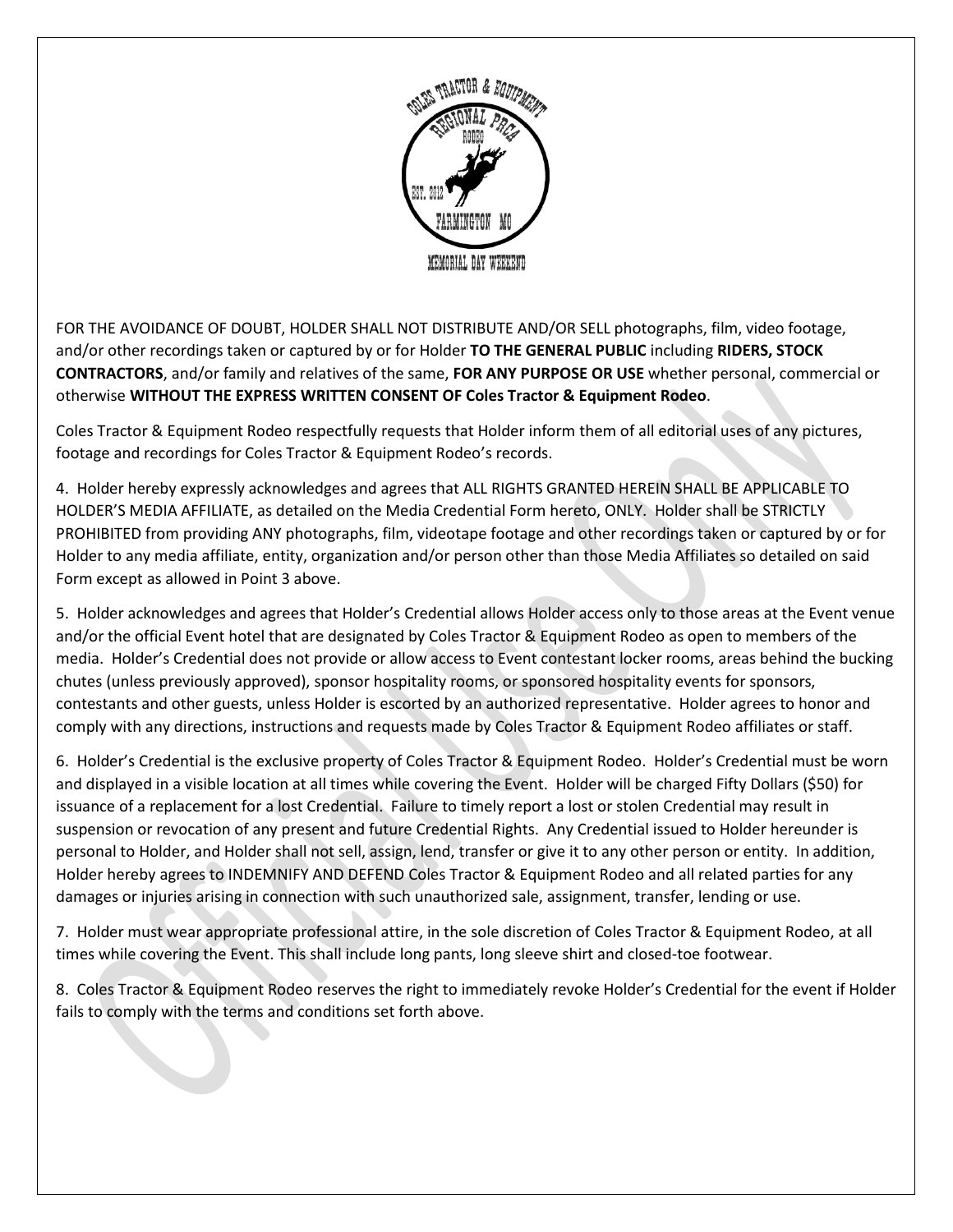FOR THE AVOIDANCE OF DOUBT, HOLDER SHALL NOT DISTRIBUTE AND/OR SELL photographs, film, video footage, and/or other recordings taken or captured by or for Holder **TO THE GENERAL PUBLIC** including **RIDERS, STOCK CONTRACTORS**, and/or family and relatives of the same, **FOR ANY PURPOSE OR USE** whether personal, commercial or otherwise **WITHOUT THE EXPRESS WRITTEN CONSENT OF Coles Tractor & Equipment Rodeo**.

Coles Tractor & Equipment Rodeo respectfully requests that Holder inform them of all editorial uses of any pictures, footage and recordings for Coles Tractor & Equipment Rodeo's records.

4. Holder hereby expressly acknowledges and agrees that ALL RIGHTS GRANTED HEREIN SHALL BE APPLICABLE TO HOLDER'S MEDIA AFFILIATE, as detailed on the Media Credential Form hereto, ONLY. Holder shall be STRICTLY PROHIBITED from providing ANY photographs, film, videotape footage and other recordings taken or captured by or for Holder to any media affiliate, entity, organization and/or person other than those Media Affiliates so detailed on said Form except as allowed in Point 3 above.

5. Holder acknowledges and agrees that Holder's Credential allows Holder access only to those areas at the Event venue and/or the official Event hotel that are designated by Coles Tractor & Equipment Rodeo as open to members of the media. Holder's Credential does not provide or allow access to Event contestant locker rooms, areas behind the bucking chutes (unless previously approved), sponsor hospitality rooms, or sponsored hospitality events for sponsors, contestants and other guests, unless Holder is escorted by an authorized representative. Holder agrees to honor and comply with any directions, instructions and requests made by Coles Tractor & Equipment Rodeo affiliates or staff.

6. Holder's Credential is the exclusive property of Coles Tractor & Equipment Rodeo. Holder's Credential must be worn and displayed in a visible location at all times while covering the Event. Holder will be charged Fifty Dollars ($50) for issuance of a replacement for a lost Credential. Failure to timely report a lost or stolen Credential may result in suspension or revocation of any present and future Credential Rights. Any Credential issued to Holder hereunder is personal to Holder, and Holder shall not sell, assign, lend, transfer or give it to any other person or entity. In addition, Holder hereby agrees to INDEMNIFY AND DEFEND Coles Tractor & Equipment Rodeo and all related parties for any damages or injuries arising in connection with such unauthorized sale, assignment, transfer, lending or use.

7. Holder must wear appropriate professional attire, in the sole discretion of Coles Tractor & Equipment Rodeo, at all times while covering the Event. This shall include long pants, long sleeve shirt and closed-toe footwear.

8. Coles Tractor & Equipment Rodeo reserves the right to immediately revoke Holder's Credential for the event if Holder fails to comply with the terms and conditions set forth above.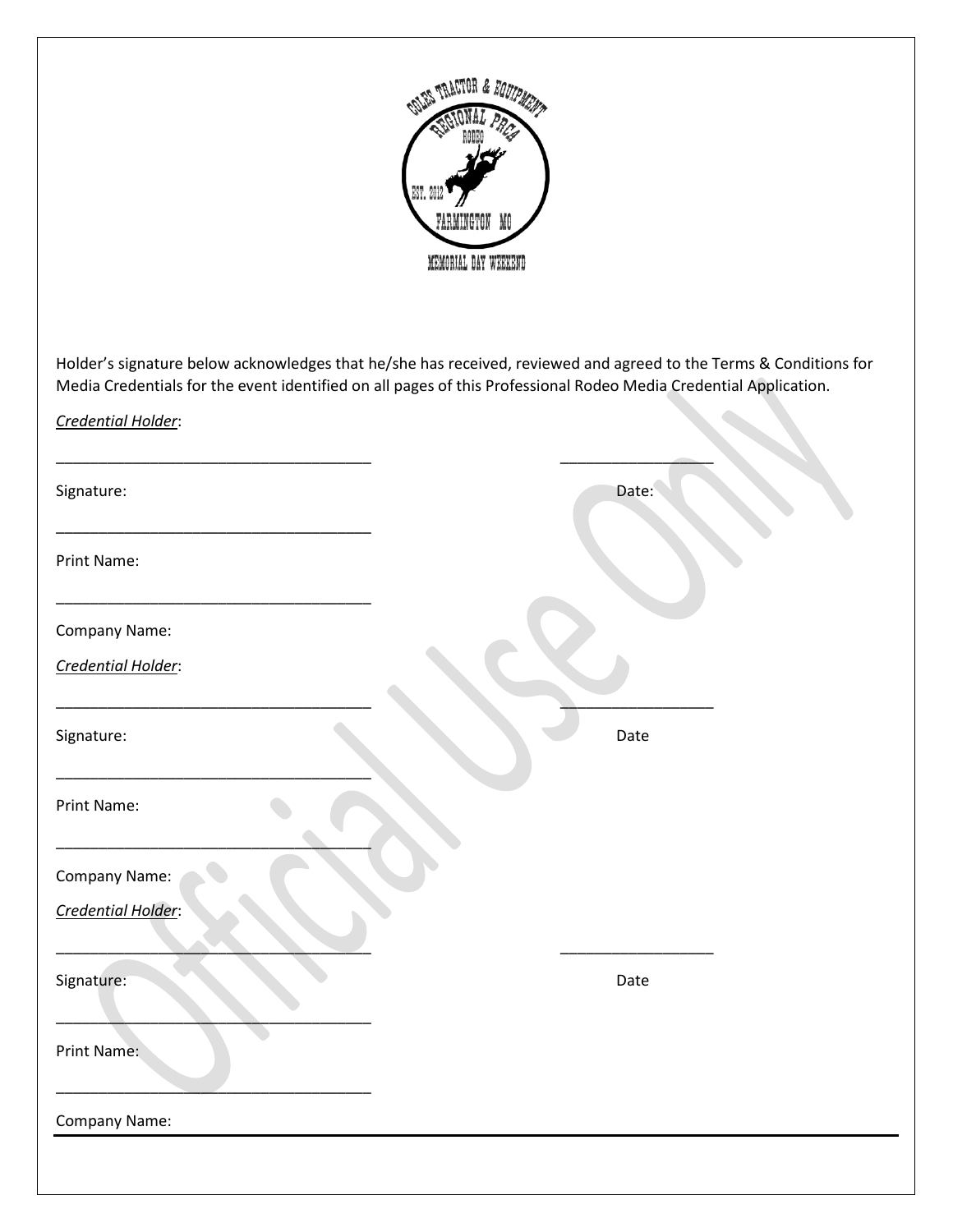Holder's signature below acknowledges that he/she has received, reviewed and agreed to the Terms & Conditions for Media Credentials for the event identified on all pages of this Professional Rodeo Media Credential Application.

*Credential Holder*:

_____________________________________ _________________

Signature: Date:

_____________________________________

Print Name:

_____________________________________

Company Name:

*Credential Holder*:

_____________________________________ _________________

Signature: Date

_____________________________________

Print Name:

_____________________________________

Company Name:

*Credential Holder*:

_____________________________________ _________________

Signature: Date

_____________________________________

Print Name:

_____________________________________

Company Name: